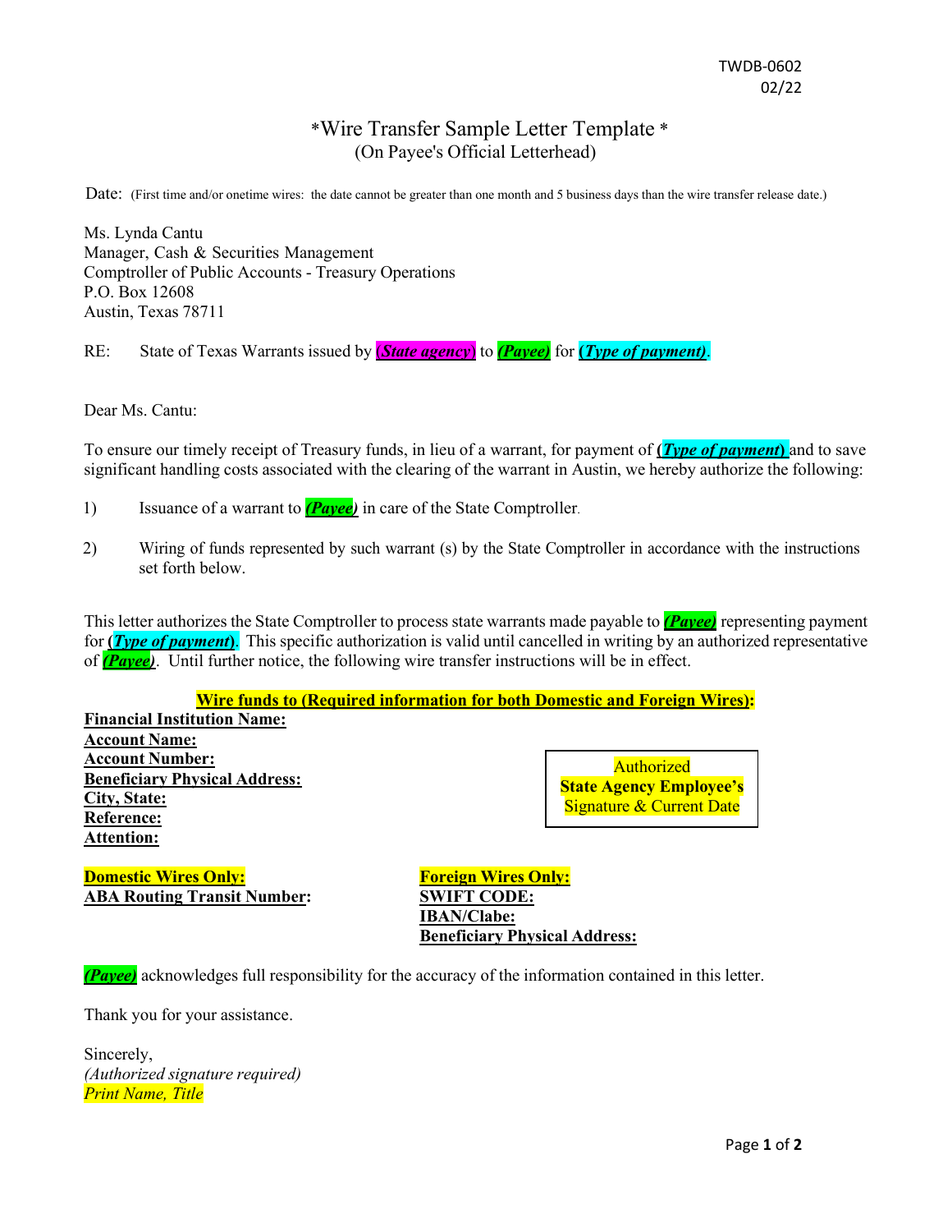TWDB-0602
02/22

# *Wire Transfer Sample Letter Template *

(On Payee's Official Letterhead)

Date: (First time and/or onetime wires: the date cannot be greater than one month and 5 business days than the wire transfer release date.)

Ms. Lynda Cantu
Manager, Cash & Securities Management
Comptroller of Public Accounts - Treasury Operations
P.O. Box 12608
Austin, Texas 78711

RE: State of Texas Warrants issued by ***(State agency)*** to ***(Payee)*** for ***(Type of payment)***.

Dear Ms. Cantu:

To ensure our timely receipt of Treasury funds, in lieu of a warrant, for payment of ***(Type of payment)*** and to save significant handling costs associated with the clearing of the warrant in Austin, we hereby authorize the following:

1) Issuance of a warrant to ***(Payee)*** in care of the State Comptroller.

2) Wiring of funds represented by such warrant (s) by the State Comptroller in accordance with the instructions set forth below.

This letter authorizes the State Comptroller to process state warrants made payable to ***(Payee)*** representing payment for ***(Type of payment)***. This specific authorization is valid until cancelled in writing by an authorized representative of ***(Payee)***. Until further notice, the following wire transfer instructions will be in effect.

**Wire funds to (Required information for both Domestic and Foreign Wires):**

**Financial Institution Name:**
**Account Name:**
**Account Number:**
**Beneficiary Physical Address:**
**City, State:**
**Reference:**
**Attention:**

| Authorized **State Agency Employee's** Signature & Current Date |
|---|

**Domestic Wires Only:**
**ABA Routing Transit Number:**

**Foreign Wires Only:**
**SWIFT CODE:**
**IBAN/Clabe:**
**Beneficiary Physical Address:**

***(Payee)*** acknowledges full responsibility for the accuracy of the information contained in this letter.

Thank you for your assistance.

Sincerely,
*(Authorized signature required)*
*Print Name, Title*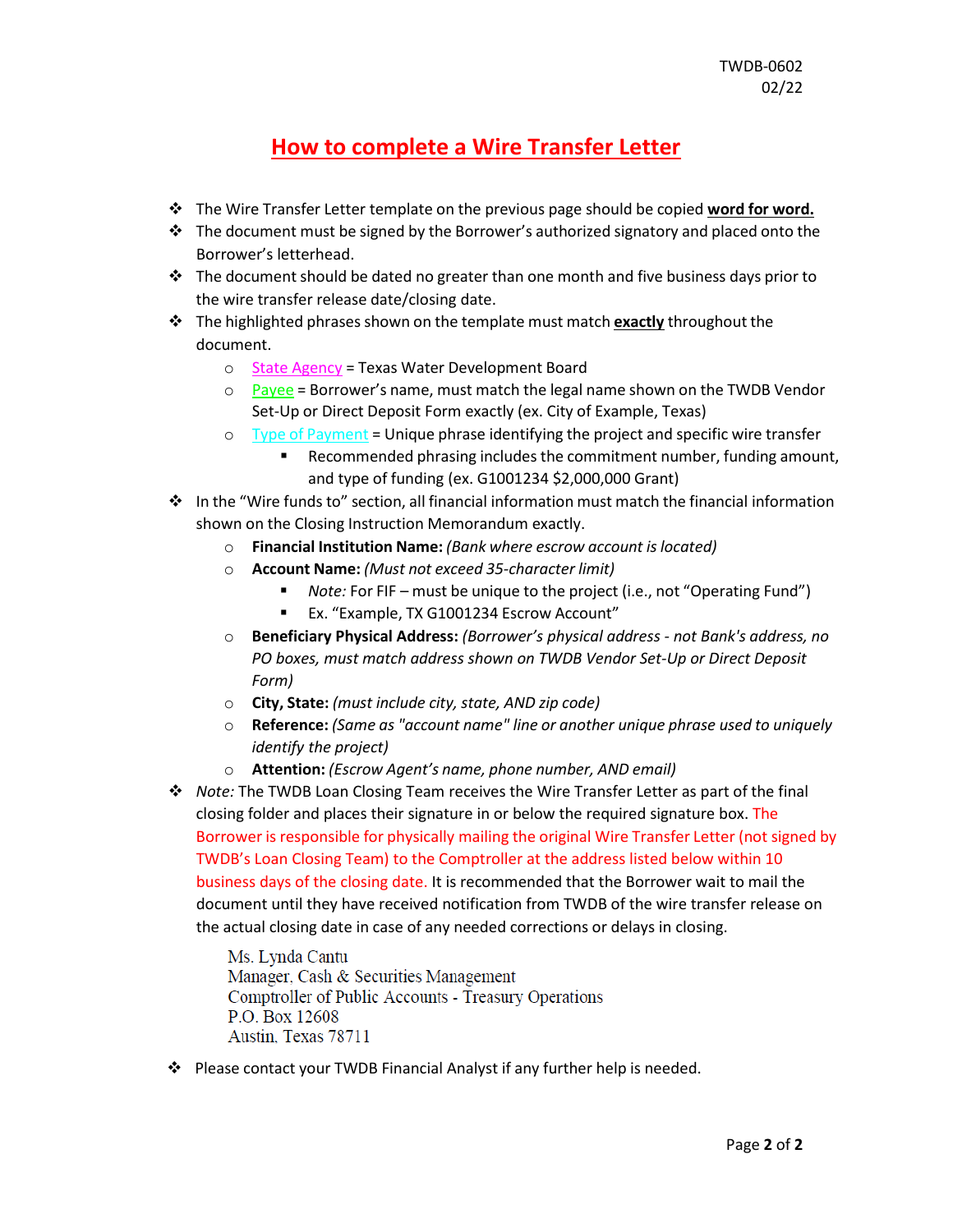TWDB-0602
02/22

# How to complete a Wire Transfer Letter

- The Wire Transfer Letter template on the previous page should be copied **word for word.**
- The document must be signed by the Borrower's authorized signatory and placed onto the Borrower's letterhead.
- The document should be dated no greater than one month and five business days prior to the wire transfer release date/closing date.
- The highlighted phrases shown on the template must match **exactly** throughout the document.
  - State Agency = Texas Water Development Board
  - Payee = Borrower's name, must match the legal name shown on the TWDB Vendor Set-Up or Direct Deposit Form exactly (ex. City of Example, Texas)
  - Type of Payment = Unique phrase identifying the project and specific wire transfer
    - Recommended phrasing includes the commitment number, funding amount, and type of funding (ex. G1001234 $2,000,000 Grant)
- In the "Wire funds to" section, all financial information must match the financial information shown on the Closing Instruction Memorandum exactly.
  - **Financial Institution Name:** *(Bank where escrow account is located)*
  - **Account Name:** *(Must not exceed 35-character limit)*
    - *Note:* For FIF – must be unique to the project (i.e., not "Operating Fund")
    - Ex. "Example, TX G1001234 Escrow Account"
  - **Beneficiary Physical Address:** *(Borrower's physical address - not Bank's address, no PO boxes, must match address shown on TWDB Vendor Set-Up or Direct Deposit Form)*
  - **City, State:** *(must include city, state, AND zip code)*
  - **Reference:** *(Same as "account name" line or another unique phrase used to uniquely identify the project)*
  - **Attention:** *(Escrow Agent's name, phone number, AND email)*
- *Note:* The TWDB Loan Closing Team receives the Wire Transfer Letter as part of the final closing folder and places their signature in or below the required signature box. The Borrower is responsible for physically mailing the original Wire Transfer Letter (not signed by TWDB's Loan Closing Team) to the Comptroller at the address listed below within 10 business days of the closing date. It is recommended that the Borrower wait to mail the document until they have received notification from TWDB of the wire transfer release on the actual closing date in case of any needed corrections or delays in closing.

  Ms. Lynda Cantu
  Manager, Cash & Securities Management
  Comptroller of Public Accounts - Treasury Operations
  P.O. Box 12608
  Austin, Texas 78711

- Please contact your TWDB Financial Analyst if any further help is needed.